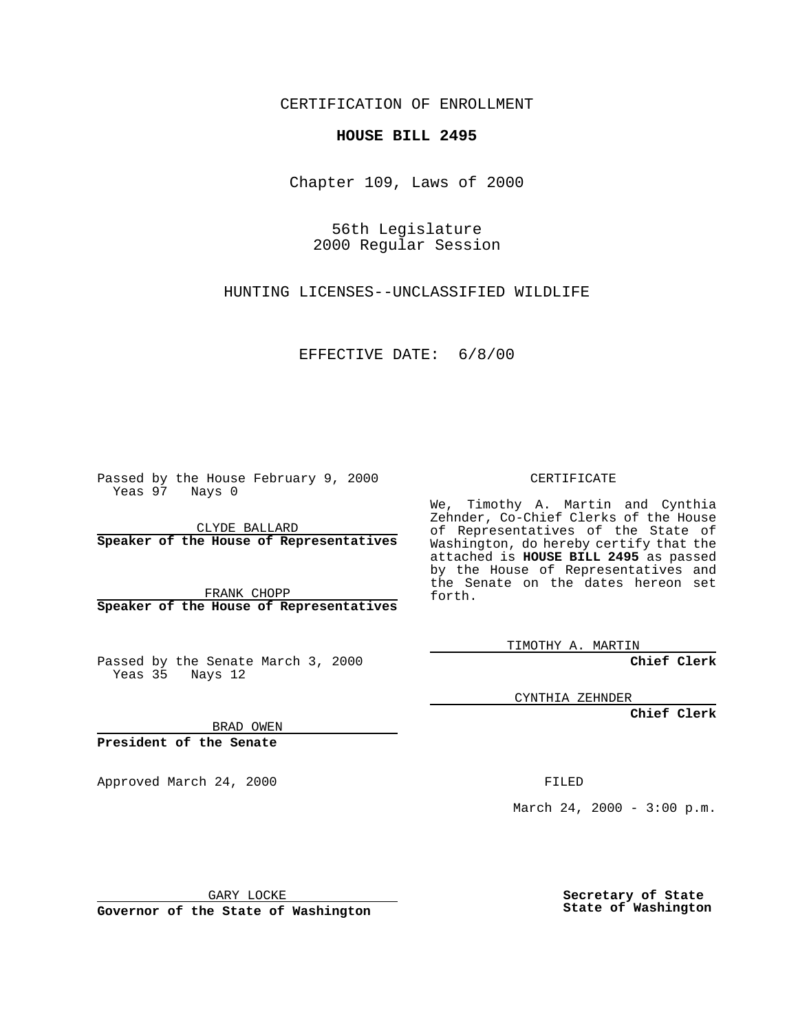CERTIFICATION OF ENROLLMENT

**HOUSE BILL 2495**

Chapter 109, Laws of 2000

56th Legislature
2000 Regular Session

HUNTING LICENSES--UNCLASSIFIED WILDLIFE

EFFECTIVE DATE: 6/8/00

Passed by the House February 9, 2000
Yeas 97 Nays 0

CLYDE BALLARD
**Speaker of the House of Representatives**

FRANK CHOPP
**Speaker of the House of Representatives**

Passed by the Senate March 3, 2000
Yeas 35 Nays 12

BRAD OWEN
**President of the Senate**

Approved March 24, 2000

GARY LOCKE
**Governor of the State of Washington**

CERTIFICATE

We, Timothy A. Martin and Cynthia Zehnder, Co-Chief Clerks of the House of Representatives of the State of Washington, do hereby certify that the attached is **HOUSE BILL 2495** as passed by the House of Representatives and the Senate on the dates hereon set forth.

TIMOTHY A. MARTIN
**Chief Clerk**

CYNTHIA ZEHNDER
**Chief Clerk**

FILED

March 24, 2000 - 3:00 p.m.

**Secretary of State**
**State of Washington**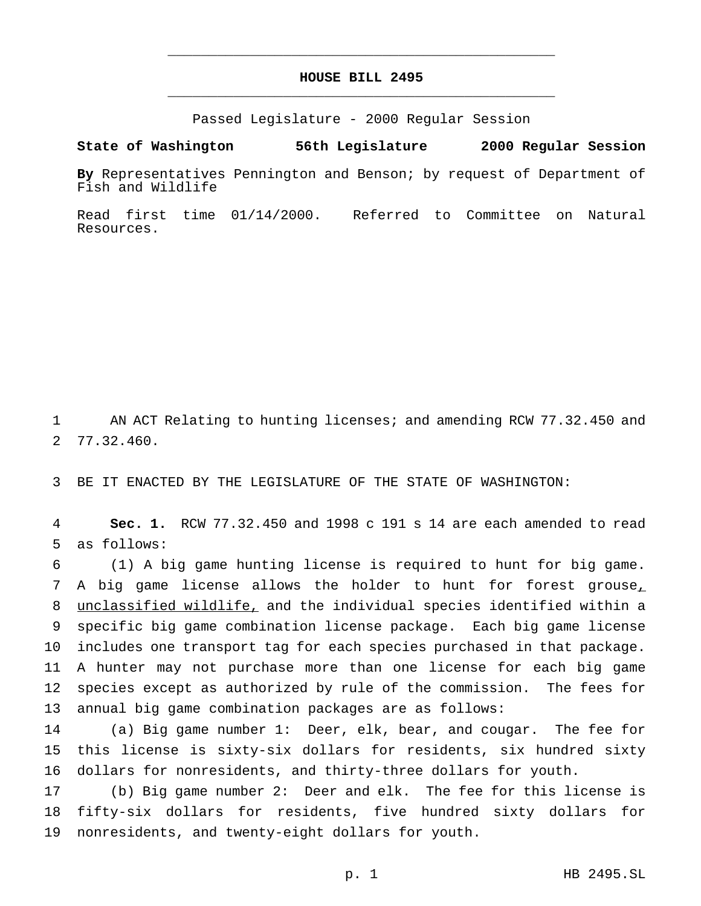# HOUSE BILL 2495

Passed Legislature - 2000 Regular Session

**State of Washington 56th Legislature 2000 Regular Session**

**By** Representatives Pennington and Benson; by request of Department of Fish and Wildlife

Read first time 01/14/2000. Referred to Committee on Natural Resources.

AN ACT Relating to hunting licenses; and amending RCW 77.32.450 and 77.32.460.

BE IT ENACTED BY THE LEGISLATURE OF THE STATE OF WASHINGTON:

**Sec. 1.** RCW 77.32.450 and 1998 c 191 s 14 are each amended to read as follows:

(1) A big game hunting license is required to hunt for big game. A big game license allows the holder to hunt for forest grouse, unclassified wildlife, and the individual species identified within a specific big game combination license package. Each big game license includes one transport tag for each species purchased in that package. A hunter may not purchase more than one license for each big game species except as authorized by rule of the commission. The fees for annual big game combination packages are as follows:

(a) Big game number 1: Deer, elk, bear, and cougar. The fee for this license is sixty-six dollars for residents, six hundred sixty dollars for nonresidents, and thirty-three dollars for youth.

(b) Big game number 2: Deer and elk. The fee for this license is fifty-six dollars for residents, five hundred sixty dollars for nonresidents, and twenty-eight dollars for youth.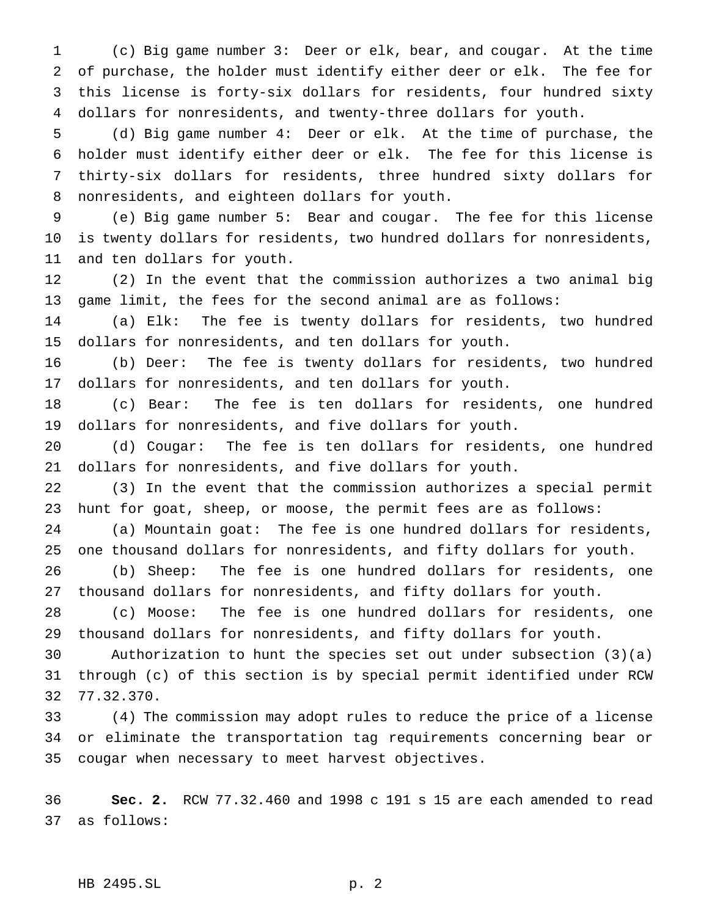(c) Big game number 3: Deer or elk, bear, and cougar. At the time of purchase, the holder must identify either deer or elk. The fee for this license is forty-six dollars for residents, four hundred sixty dollars for nonresidents, and twenty-three dollars for youth.

(d) Big game number 4: Deer or elk. At the time of purchase, the holder must identify either deer or elk. The fee for this license is thirty-six dollars for residents, three hundred sixty dollars for nonresidents, and eighteen dollars for youth.

(e) Big game number 5: Bear and cougar. The fee for this license is twenty dollars for residents, two hundred dollars for nonresidents, and ten dollars for youth.

(2) In the event that the commission authorizes a two animal big game limit, the fees for the second animal are as follows:

(a) Elk: The fee is twenty dollars for residents, two hundred dollars for nonresidents, and ten dollars for youth.

(b) Deer: The fee is twenty dollars for residents, two hundred dollars for nonresidents, and ten dollars for youth.

(c) Bear: The fee is ten dollars for residents, one hundred dollars for nonresidents, and five dollars for youth.

(d) Cougar: The fee is ten dollars for residents, one hundred dollars for nonresidents, and five dollars for youth.

(3) In the event that the commission authorizes a special permit hunt for goat, sheep, or moose, the permit fees are as follows:

(a) Mountain goat: The fee is one hundred dollars for residents, one thousand dollars for nonresidents, and fifty dollars for youth.

(b) Sheep: The fee is one hundred dollars for residents, one thousand dollars for nonresidents, and fifty dollars for youth.

(c) Moose: The fee is one hundred dollars for residents, one thousand dollars for nonresidents, and fifty dollars for youth.

Authorization to hunt the species set out under subsection (3)(a) through (c) of this section is by special permit identified under RCW 77.32.370.

(4) The commission may adopt rules to reduce the price of a license or eliminate the transportation tag requirements concerning bear or cougar when necessary to meet harvest objectives.

**Sec. 2.** RCW 77.32.460 and 1998 c 191 s 15 are each amended to read as follows: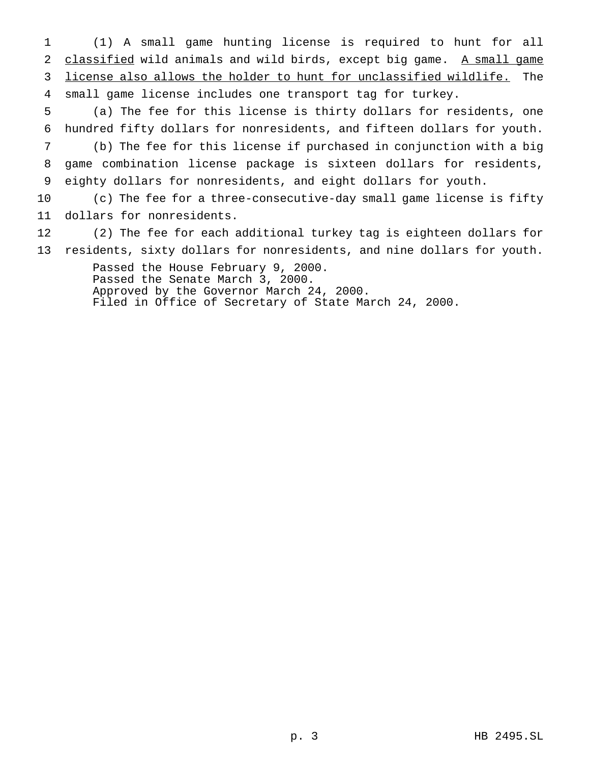(1) A small game hunting license is required to hunt for all classified wild animals and wild birds, except big game. A small game license also allows the holder to hunt for unclassified wildlife. The small game license includes one transport tag for turkey.

(a) The fee for this license is thirty dollars for residents, one hundred fifty dollars for nonresidents, and fifteen dollars for youth.

(b) The fee for this license if purchased in conjunction with a big game combination license package is sixteen dollars for residents, eighty dollars for nonresidents, and eight dollars for youth.

(c) The fee for a three-consecutive-day small game license is fifty dollars for nonresidents.

(2) The fee for each additional turkey tag is eighteen dollars for residents, sixty dollars for nonresidents, and nine dollars for youth.

Passed the House February 9, 2000.
Passed the Senate March 3, 2000.
Approved by the Governor March 24, 2000.
Filed in Office of Secretary of State March 24, 2000.